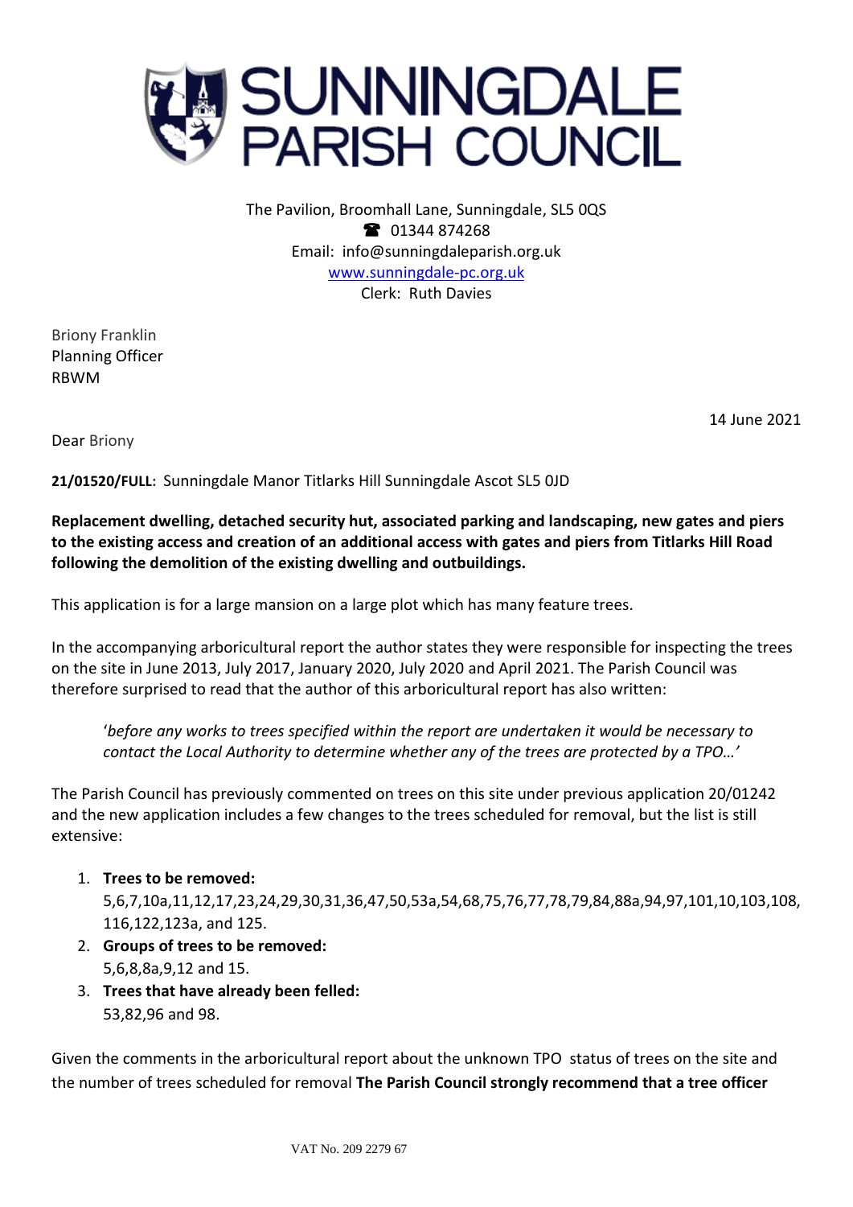# SUNNINGDALE PARISH COUNCIL

The Pavilion, Broomhall Lane, Sunningdale, SL5 0QS
☎ 01344 874268
Email: info@sunningdaleparish.org.uk
www.sunningdale-pc.org.uk
Clerk: Ruth Davies

Briony Franklin
Planning Officer
RBWM

14 June 2021

Dear Briony

**21/01520/FULL:** Sunningdale Manor Titlarks Hill Sunningdale Ascot SL5 0JD

**Replacement dwelling, detached security hut, associated parking and landscaping, new gates and piers to the existing access and creation of an additional access with gates and piers from Titlarks Hill Road following the demolition of the existing dwelling and outbuildings.**

This application is for a large mansion on a large plot which has many feature trees.

In the accompanying arboricultural report the author states they were responsible for inspecting the trees on the site in June 2013, July 2017, January 2020, July 2020 and April 2021. The Parish Council was therefore surprised to read that the author of this arboricultural report has also written:

> '*before any works to trees specified within the report are undertaken it would be necessary to contact the Local Authority to determine whether any of the trees are protected by a TPO…'*

The Parish Council has previously commented on trees on this site under previous application 20/01242 and the new application includes a few changes to the trees scheduled for removal, but the list is still extensive:

1. **Trees to be removed:**
   5,6,7,10a,11,12,17,23,24,29,30,31,36,47,50,53a,54,68,75,76,77,78,79,84,88a,94,97,101,10,103,108,116,122,123a, and 125.
2. **Groups of trees to be removed:**
   5,6,8,8a,9,12 and 15.
3. **Trees that have already been felled:**
   53,82,96 and 98.

Given the comments in the arboricultural report about the unknown TPO status of trees on the site and the number of trees scheduled for removal **The Parish Council strongly recommend that a tree officer**

VAT No. 209 2279 67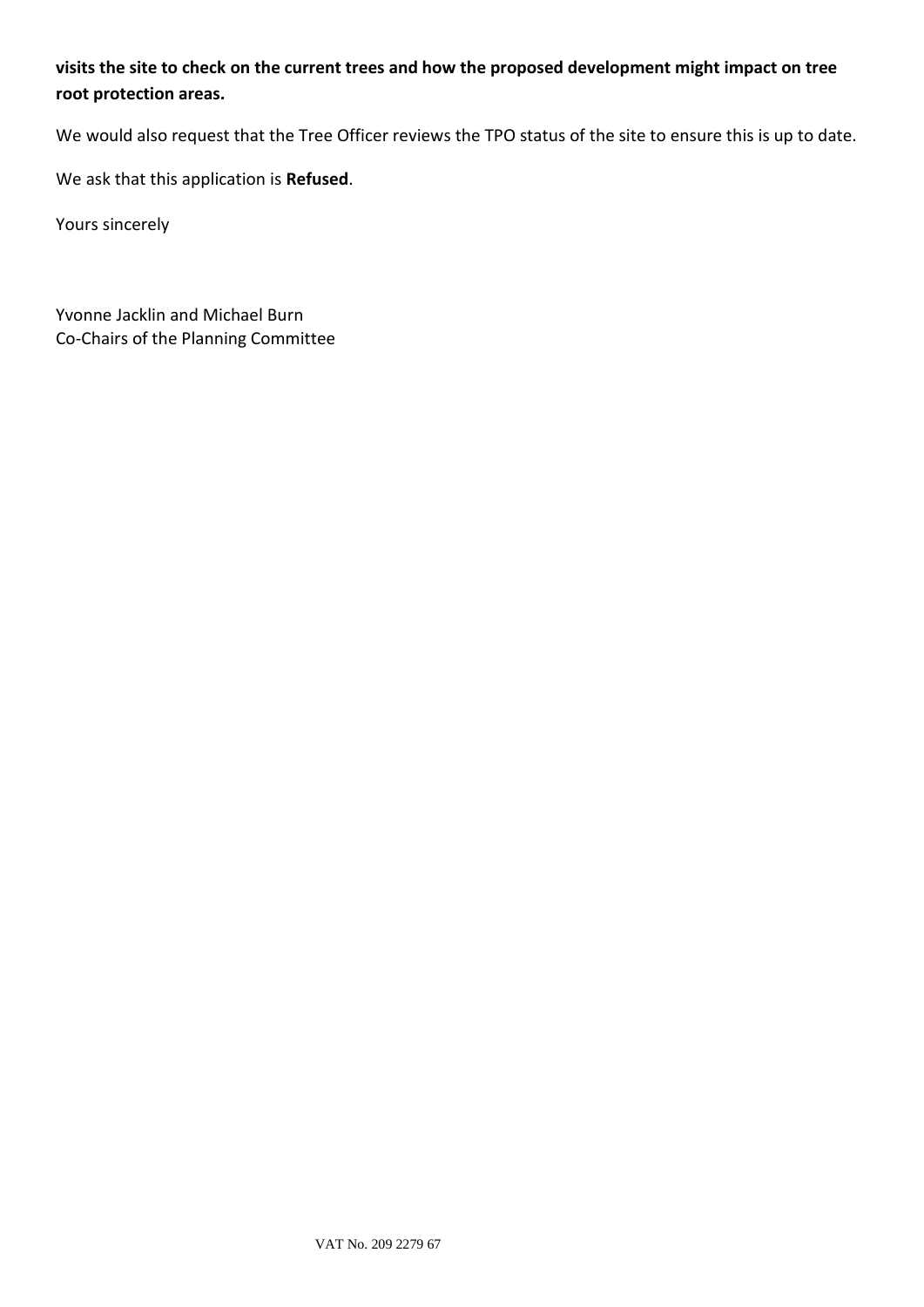**visits the site to check on the current trees and how the proposed development might impact on tree root protection areas.**

We would also request that the Tree Officer reviews the TPO status of the site to ensure this is up to date.

We ask that this application is **Refused**.

Yours sincerely

Yvonne Jacklin and Michael Burn
Co-Chairs of the Planning Committee

VAT No. 209 2279 67